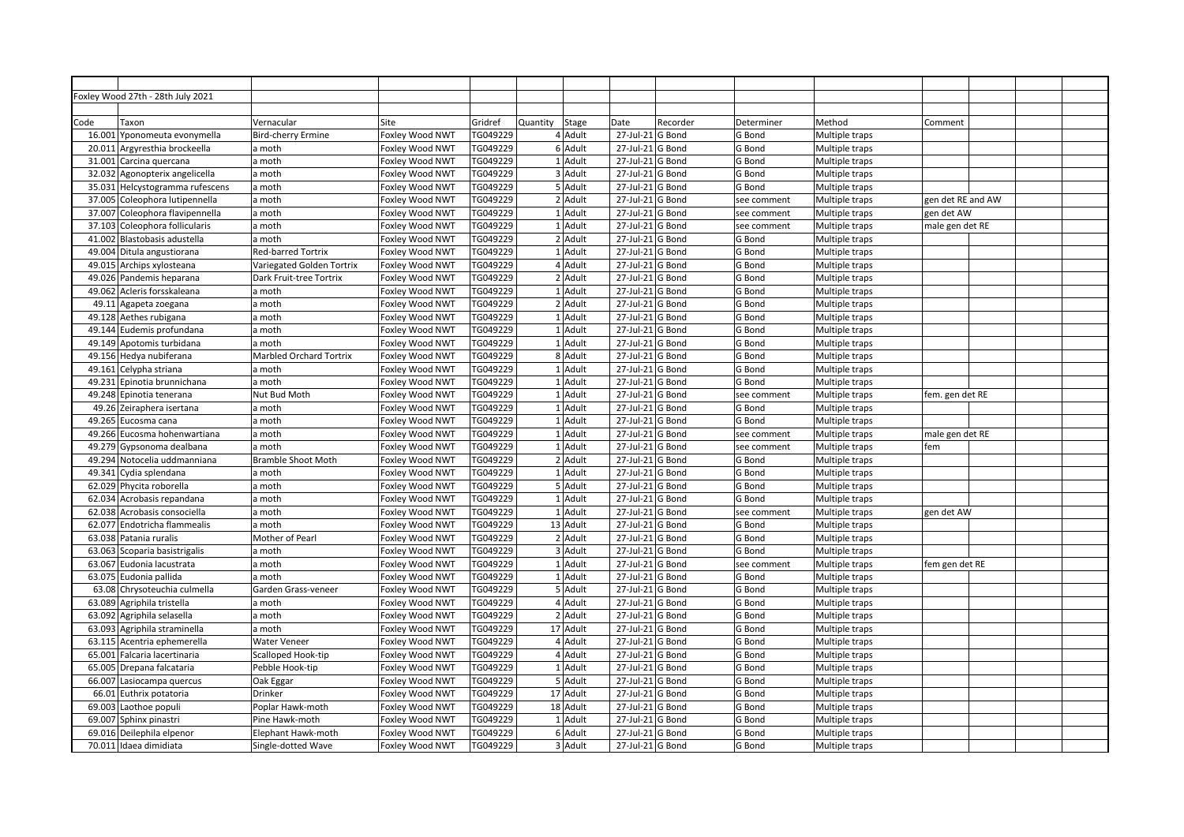Foxley Wood 27th - 28th July 2021

| Code | Taxon | Vernacular | Site | Gridref | Quantity | Stage | Date | Recorder | Determiner | Method | Comment |
|---|---|---|---|---|---|---|---|---|---|---|---|
| 16.001 | Yponomeuta evonymella | Bird-cherry Ermine | Foxley Wood NWT | TG049229 | 4 | Adult | 27-Jul-21 | G Bond | G Bond | Multiple traps | |
| 20.011 | Argyresthia brockeella | a moth | Foxley Wood NWT | TG049229 | 6 | Adult | 27-Jul-21 | G Bond | G Bond | Multiple traps | |
| 31.001 | Carcina quercana | a moth | Foxley Wood NWT | TG049229 | 1 | Adult | 27-Jul-21 | G Bond | G Bond | Multiple traps | |
| 32.032 | Agonopterix angelicella | a moth | Foxley Wood NWT | TG049229 | 3 | Adult | 27-Jul-21 | G Bond | G Bond | Multiple traps | |
| 35.031 | Helcystogramma rufescens | a moth | Foxley Wood NWT | TG049229 | 5 | Adult | 27-Jul-21 | G Bond | G Bond | Multiple traps | |
| 37.005 | Coleophora lutipennella | a moth | Foxley Wood NWT | TG049229 | 2 | Adult | 27-Jul-21 | G Bond | see comment | Multiple traps | gen det RE and AW |
| 37.007 | Coleophora flavipennella | a moth | Foxley Wood NWT | TG049229 | 1 | Adult | 27-Jul-21 | G Bond | see comment | Multiple traps | gen det AW |
| 37.103 | Coleophora follicularis | a moth | Foxley Wood NWT | TG049229 | 1 | Adult | 27-Jul-21 | G Bond | see comment | Multiple traps | male gen det RE |
| 41.002 | Blastobasis adustella | a moth | Foxley Wood NWT | TG049229 | 2 | Adult | 27-Jul-21 | G Bond | G Bond | Multiple traps | |
| 49.004 | Ditula angustiorana | Red-barred Tortrix | Foxley Wood NWT | TG049229 | 1 | Adult | 27-Jul-21 | G Bond | G Bond | Multiple traps | |
| 49.015 | Archips xylosteana | Variegated Golden Tortrix | Foxley Wood NWT | TG049229 | 4 | Adult | 27-Jul-21 | G Bond | G Bond | Multiple traps | |
| 49.026 | Pandemis heparana | Dark Fruit-tree Tortrix | Foxley Wood NWT | TG049229 | 2 | Adult | 27-Jul-21 | G Bond | G Bond | Multiple traps | |
| 49.062 | Acleris forsskaleana | a moth | Foxley Wood NWT | TG049229 | 1 | Adult | 27-Jul-21 | G Bond | G Bond | Multiple traps | |
| 49.11 | Agapeta zoegana | a moth | Foxley Wood NWT | TG049229 | 2 | Adult | 27-Jul-21 | G Bond | G Bond | Multiple traps | |
| 49.128 | Aethes rubigana | a moth | Foxley Wood NWT | TG049229 | 1 | Adult | 27-Jul-21 | G Bond | G Bond | Multiple traps | |
| 49.144 | Eudemis profundana | a moth | Foxley Wood NWT | TG049229 | 1 | Adult | 27-Jul-21 | G Bond | G Bond | Multiple traps | |
| 49.149 | Apotomis turbidana | a moth | Foxley Wood NWT | TG049229 | 1 | Adult | 27-Jul-21 | G Bond | G Bond | Multiple traps | |
| 49.156 | Hedya nubiferana | Marbled Orchard Tortrix | Foxley Wood NWT | TG049229 | 8 | Adult | 27-Jul-21 | G Bond | G Bond | Multiple traps | |
| 49.161 | Celypha striana | a moth | Foxley Wood NWT | TG049229 | 1 | Adult | 27-Jul-21 | G Bond | G Bond | Multiple traps | |
| 49.231 | Epinotia brunnichana | a moth | Foxley Wood NWT | TG049229 | 1 | Adult | 27-Jul-21 | G Bond | G Bond | Multiple traps | |
| 49.248 | Epinotia tenerana | Nut Bud Moth | Foxley Wood NWT | TG049229 | 1 | Adult | 27-Jul-21 | G Bond | see comment | Multiple traps | fem. gen det RE |
| 49.26 | Zeiraphera isertana | a moth | Foxley Wood NWT | TG049229 | 1 | Adult | 27-Jul-21 | G Bond | G Bond | Multiple traps | |
| 49.265 | Eucosma cana | a moth | Foxley Wood NWT | TG049229 | 1 | Adult | 27-Jul-21 | G Bond | G Bond | Multiple traps | |
| 49.266 | Eucosma hohenwartiana | a moth | Foxley Wood NWT | TG049229 | 1 | Adult | 27-Jul-21 | G Bond | see comment | Multiple traps | male gen det RE |
| 49.279 | Gypsonoma dealbana | a moth | Foxley Wood NWT | TG049229 | 1 | Adult | 27-Jul-21 | G Bond | see comment | Multiple traps | fem |
| 49.294 | Notocelia uddmanniana | Bramble Shoot Moth | Foxley Wood NWT | TG049229 | 2 | Adult | 27-Jul-21 | G Bond | G Bond | Multiple traps | |
| 49.341 | Cydia splendana | a moth | Foxley Wood NWT | TG049229 | 1 | Adult | 27-Jul-21 | G Bond | G Bond | Multiple traps | |
| 62.029 | Phycita roborella | a moth | Foxley Wood NWT | TG049229 | 5 | Adult | 27-Jul-21 | G Bond | G Bond | Multiple traps | |
| 62.034 | Acrobasis repandana | a moth | Foxley Wood NWT | TG049229 | 1 | Adult | 27-Jul-21 | G Bond | G Bond | Multiple traps | |
| 62.038 | Acrobasis consociella | a moth | Foxley Wood NWT | TG049229 | 1 | Adult | 27-Jul-21 | G Bond | see comment | Multiple traps | gen det AW |
| 62.077 | Endotricha flammealis | a moth | Foxley Wood NWT | TG049229 | 13 | Adult | 27-Jul-21 | G Bond | G Bond | Multiple traps | |
| 63.038 | Patania ruralis | Mother of Pearl | Foxley Wood NWT | TG049229 | 2 | Adult | 27-Jul-21 | G Bond | G Bond | Multiple traps | |
| 63.063 | Scoparia basistrigalis | a moth | Foxley Wood NWT | TG049229 | 3 | Adult | 27-Jul-21 | G Bond | G Bond | Multiple traps | |
| 63.067 | Eudonia lacustrata | a moth | Foxley Wood NWT | TG049229 | 1 | Adult | 27-Jul-21 | G Bond | see comment | Multiple traps | fem gen det RE |
| 63.075 | Eudonia pallida | a moth | Foxley Wood NWT | TG049229 | 1 | Adult | 27-Jul-21 | G Bond | G Bond | Multiple traps | |
| 63.08 | Chrysoteuchia culmella | Garden Grass-veneer | Foxley Wood NWT | TG049229 | 5 | Adult | 27-Jul-21 | G Bond | G Bond | Multiple traps | |
| 63.089 | Agriphila tristella | a moth | Foxley Wood NWT | TG049229 | 4 | Adult | 27-Jul-21 | G Bond | G Bond | Multiple traps | |
| 63.092 | Agriphila selasella | a moth | Foxley Wood NWT | TG049229 | 2 | Adult | 27-Jul-21 | G Bond | G Bond | Multiple traps | |
| 63.093 | Agriphila straminella | a moth | Foxley Wood NWT | TG049229 | 17 | Adult | 27-Jul-21 | G Bond | G Bond | Multiple traps | |
| 63.115 | Acentria ephemerella | Water Veneer | Foxley Wood NWT | TG049229 | 4 | Adult | 27-Jul-21 | G Bond | G Bond | Multiple traps | |
| 65.001 | Falcaria lacertinaria | Scalloped Hook-tip | Foxley Wood NWT | TG049229 | 4 | Adult | 27-Jul-21 | G Bond | G Bond | Multiple traps | |
| 65.005 | Drepana falcataria | Pebble Hook-tip | Foxley Wood NWT | TG049229 | 1 | Adult | 27-Jul-21 | G Bond | G Bond | Multiple traps | |
| 66.007 | Lasiocampa quercus | Oak Eggar | Foxley Wood NWT | TG049229 | 5 | Adult | 27-Jul-21 | G Bond | G Bond | Multiple traps | |
| 66.01 | Euthrix potatoria | Drinker | Foxley Wood NWT | TG049229 | 17 | Adult | 27-Jul-21 | G Bond | G Bond | Multiple traps | |
| 69.003 | Laothoe populi | Poplar Hawk-moth | Foxley Wood NWT | TG049229 | 18 | Adult | 27-Jul-21 | G Bond | G Bond | Multiple traps | |
| 69.007 | Sphinx pinastri | Pine Hawk-moth | Foxley Wood NWT | TG049229 | 1 | Adult | 27-Jul-21 | G Bond | G Bond | Multiple traps | |
| 69.016 | Deilephila elpenor | Elephant Hawk-moth | Foxley Wood NWT | TG049229 | 6 | Adult | 27-Jul-21 | G Bond | G Bond | Multiple traps | |
| 70.011 | Idaea dimidiata | Single-dotted Wave | Foxley Wood NWT | TG049229 | 3 | Adult | 27-Jul-21 | G Bond | G Bond | Multiple traps | |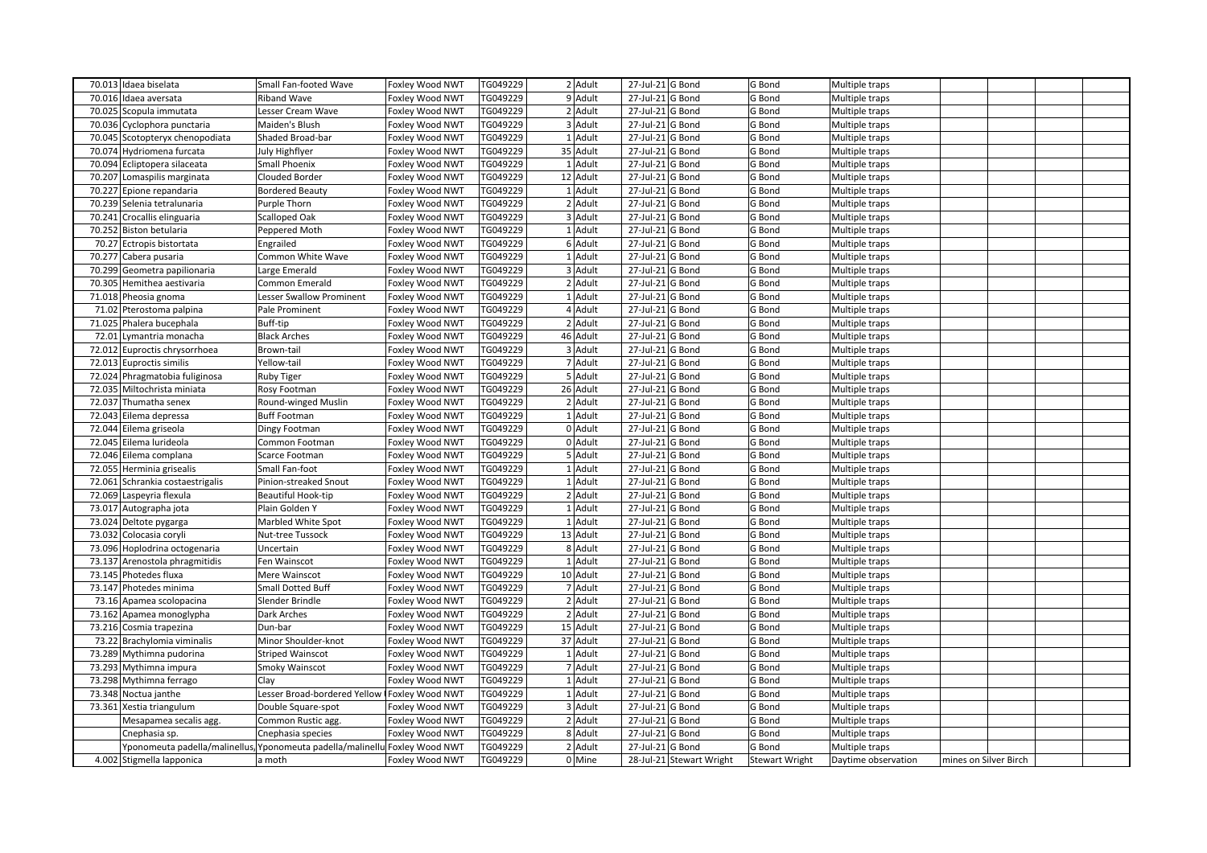| | | | | | | | | | | | | | | |
|---|---|---|---|---|---|---|---|---|---|---|---|---|---|---|
| 70.013 | Idaea biselata | Small Fan-footed Wave | Foxley Wood NWT | TG049229 | 2 | Adult | 27-Jul-21 | G Bond | G Bond | Multiple traps | | | | |
| 70.016 | Idaea aversata | Riband Wave | Foxley Wood NWT | TG049229 | 9 | Adult | 27-Jul-21 | G Bond | G Bond | Multiple traps | | | | |
| 70.025 | Scopula immutata | Lesser Cream Wave | Foxley Wood NWT | TG049229 | 2 | Adult | 27-Jul-21 | G Bond | G Bond | Multiple traps | | | | |
| 70.036 | Cyclophora punctaria | Maiden's Blush | Foxley Wood NWT | TG049229 | 3 | Adult | 27-Jul-21 | G Bond | G Bond | Multiple traps | | | | |
| 70.045 | Scotopteryx chenopodiata | Shaded Broad-bar | Foxley Wood NWT | TG049229 | 1 | Adult | 27-Jul-21 | G Bond | G Bond | Multiple traps | | | | |
| 70.074 | Hydriomena furcata | July Highflyer | Foxley Wood NWT | TG049229 | 35 | Adult | 27-Jul-21 | G Bond | G Bond | Multiple traps | | | | |
| 70.094 | Ecliptopera silaceata | Small Phoenix | Foxley Wood NWT | TG049229 | 1 | Adult | 27-Jul-21 | G Bond | G Bond | Multiple traps | | | | |
| 70.207 | Lomaspilis marginata | Clouded Border | Foxley Wood NWT | TG049229 | 12 | Adult | 27-Jul-21 | G Bond | G Bond | Multiple traps | | | | |
| 70.227 | Epione repandaria | Bordered Beauty | Foxley Wood NWT | TG049229 | 1 | Adult | 27-Jul-21 | G Bond | G Bond | Multiple traps | | | | |
| 70.239 | Selenia tetralunaria | Purple Thorn | Foxley Wood NWT | TG049229 | 2 | Adult | 27-Jul-21 | G Bond | G Bond | Multiple traps | | | | |
| 70.241 | Crocallis elinguaria | Scalloped Oak | Foxley Wood NWT | TG049229 | 3 | Adult | 27-Jul-21 | G Bond | G Bond | Multiple traps | | | | |
| 70.252 | Biston betularia | Peppered Moth | Foxley Wood NWT | TG049229 | 1 | Adult | 27-Jul-21 | G Bond | G Bond | Multiple traps | | | | |
| 70.27 | Ectropis bistortata | Engrailed | Foxley Wood NWT | TG049229 | 6 | Adult | 27-Jul-21 | G Bond | G Bond | Multiple traps | | | | |
| 70.277 | Cabera pusaria | Common White Wave | Foxley Wood NWT | TG049229 | 1 | Adult | 27-Jul-21 | G Bond | G Bond | Multiple traps | | | | |
| 70.299 | Geometra papilionaria | Large Emerald | Foxley Wood NWT | TG049229 | 3 | Adult | 27-Jul-21 | G Bond | G Bond | Multiple traps | | | | |
| 70.305 | Hemithea aestivaria | Common Emerald | Foxley Wood NWT | TG049229 | 2 | Adult | 27-Jul-21 | G Bond | G Bond | Multiple traps | | | | |
| 71.018 | Pheosia gnoma | Lesser Swallow Prominent | Foxley Wood NWT | TG049229 | 1 | Adult | 27-Jul-21 | G Bond | G Bond | Multiple traps | | | | |
| 71.02 | Pterostoma palpina | Pale Prominent | Foxley Wood NWT | TG049229 | 4 | Adult | 27-Jul-21 | G Bond | G Bond | Multiple traps | | | | |
| 71.025 | Phalera bucephala | Buff-tip | Foxley Wood NWT | TG049229 | 2 | Adult | 27-Jul-21 | G Bond | G Bond | Multiple traps | | | | |
| 72.01 | Lymantria monacha | Black Arches | Foxley Wood NWT | TG049229 | 46 | Adult | 27-Jul-21 | G Bond | G Bond | Multiple traps | | | | |
| 72.012 | Euproctis chrysorrhoea | Brown-tail | Foxley Wood NWT | TG049229 | 3 | Adult | 27-Jul-21 | G Bond | G Bond | Multiple traps | | | | |
| 72.013 | Euproctis similis | Yellow-tail | Foxley Wood NWT | TG049229 | 7 | Adult | 27-Jul-21 | G Bond | G Bond | Multiple traps | | | | |
| 72.024 | Phragmatobia fuliginosa | Ruby Tiger | Foxley Wood NWT | TG049229 | 5 | Adult | 27-Jul-21 | G Bond | G Bond | Multiple traps | | | | |
| 72.035 | Miltochrista miniata | Rosy Footman | Foxley Wood NWT | TG049229 | 26 | Adult | 27-Jul-21 | G Bond | G Bond | Multiple traps | | | | |
| 72.037 | Thumatha senex | Round-winged Muslin | Foxley Wood NWT | TG049229 | 2 | Adult | 27-Jul-21 | G Bond | G Bond | Multiple traps | | | | |
| 72.043 | Eilema depressa | Buff Footman | Foxley Wood NWT | TG049229 | 1 | Adult | 27-Jul-21 | G Bond | G Bond | Multiple traps | | | | |
| 72.044 | Eilema griseola | Dingy Footman | Foxley Wood NWT | TG049229 | 0 | Adult | 27-Jul-21 | G Bond | G Bond | Multiple traps | | | | |
| 72.045 | Eilema lurideola | Common Footman | Foxley Wood NWT | TG049229 | 0 | Adult | 27-Jul-21 | G Bond | G Bond | Multiple traps | | | | |
| 72.046 | Eilema complana | Scarce Footman | Foxley Wood NWT | TG049229 | 5 | Adult | 27-Jul-21 | G Bond | G Bond | Multiple traps | | | | |
| 72.055 | Herminia grisealis | Small Fan-foot | Foxley Wood NWT | TG049229 | 1 | Adult | 27-Jul-21 | G Bond | G Bond | Multiple traps | | | | |
| 72.061 | Schrankia costaestrigalis | Pinion-streaked Snout | Foxley Wood NWT | TG049229 | 1 | Adult | 27-Jul-21 | G Bond | G Bond | Multiple traps | | | | |
| 72.069 | Laspeyria flexula | Beautiful Hook-tip | Foxley Wood NWT | TG049229 | 2 | Adult | 27-Jul-21 | G Bond | G Bond | Multiple traps | | | | |
| 73.017 | Autographa jota | Plain Golden Y | Foxley Wood NWT | TG049229 | 1 | Adult | 27-Jul-21 | G Bond | G Bond | Multiple traps | | | | |
| 73.024 | Deltote pygarga | Marbled White Spot | Foxley Wood NWT | TG049229 | 1 | Adult | 27-Jul-21 | G Bond | G Bond | Multiple traps | | | | |
| 73.032 | Colocasia coryli | Nut-tree Tussock | Foxley Wood NWT | TG049229 | 13 | Adult | 27-Jul-21 | G Bond | G Bond | Multiple traps | | | | |
| 73.096 | Hoplodrina octogenaria | Uncertain | Foxley Wood NWT | TG049229 | 8 | Adult | 27-Jul-21 | G Bond | G Bond | Multiple traps | | | | |
| 73.137 | Arenostola phragmitidis | Fen Wainscot | Foxley Wood NWT | TG049229 | 1 | Adult | 27-Jul-21 | G Bond | G Bond | Multiple traps | | | | |
| 73.145 | Photedes fluxa | Mere Wainscot | Foxley Wood NWT | TG049229 | 10 | Adult | 27-Jul-21 | G Bond | G Bond | Multiple traps | | | | |
| 73.147 | Photedes minima | Small Dotted Buff | Foxley Wood NWT | TG049229 | 7 | Adult | 27-Jul-21 | G Bond | G Bond | Multiple traps | | | | |
| 73.16 | Apamea scolopacina | Slender Brindle | Foxley Wood NWT | TG049229 | 2 | Adult | 27-Jul-21 | G Bond | G Bond | Multiple traps | | | | |
| 73.162 | Apamea monoglypha | Dark Arches | Foxley Wood NWT | TG049229 | 2 | Adult | 27-Jul-21 | G Bond | G Bond | Multiple traps | | | | |
| 73.216 | Cosmia trapezina | Dun-bar | Foxley Wood NWT | TG049229 | 15 | Adult | 27-Jul-21 | G Bond | G Bond | Multiple traps | | | | |
| 73.22 | Brachylomia viminalis | Minor Shoulder-knot | Foxley Wood NWT | TG049229 | 37 | Adult | 27-Jul-21 | G Bond | G Bond | Multiple traps | | | | |
| 73.289 | Mythimna pudorina | Striped Wainscot | Foxley Wood NWT | TG049229 | 1 | Adult | 27-Jul-21 | G Bond | G Bond | Multiple traps | | | | |
| 73.293 | Mythimna impura | Smoky Wainscot | Foxley Wood NWT | TG049229 | 7 | Adult | 27-Jul-21 | G Bond | G Bond | Multiple traps | | | | |
| 73.298 | Mythimna ferrago | Clay | Foxley Wood NWT | TG049229 | 1 | Adult | 27-Jul-21 | G Bond | G Bond | Multiple traps | | | | |
| 73.348 | Noctua janthe | Lesser Broad-bordered Yellow | Foxley Wood NWT | TG049229 | 1 | Adult | 27-Jul-21 | G Bond | G Bond | Multiple traps | | | | |
| 73.361 | Xestia triangulum | Double Square-spot | Foxley Wood NWT | TG049229 | 3 | Adult | 27-Jul-21 | G Bond | G Bond | Multiple traps | | | | |
| | Mesapamea secalis agg. | Common Rustic agg. | Foxley Wood NWT | TG049229 | 2 | Adult | 27-Jul-21 | G Bond | G Bond | Multiple traps | | | | |
| | Cnephasia sp. | Cnephasia species | Foxley Wood NWT | TG049229 | 8 | Adult | 27-Jul-21 | G Bond | G Bond | Multiple traps | | | | |
| | Yponomeuta padella/malinellus | Yponomeuta padella/malinellu | Foxley Wood NWT | TG049229 | 2 | Adult | 27-Jul-21 | G Bond | G Bond | Multiple traps | | | | |
| 4.002 | Stigmella lapponica | a moth | Foxley Wood NWT | TG049229 | 0 | Mine | 28-Jul-21 | Stewart Wright | Stewart Wright | Daytime observation | mines on Silver Birch | | | |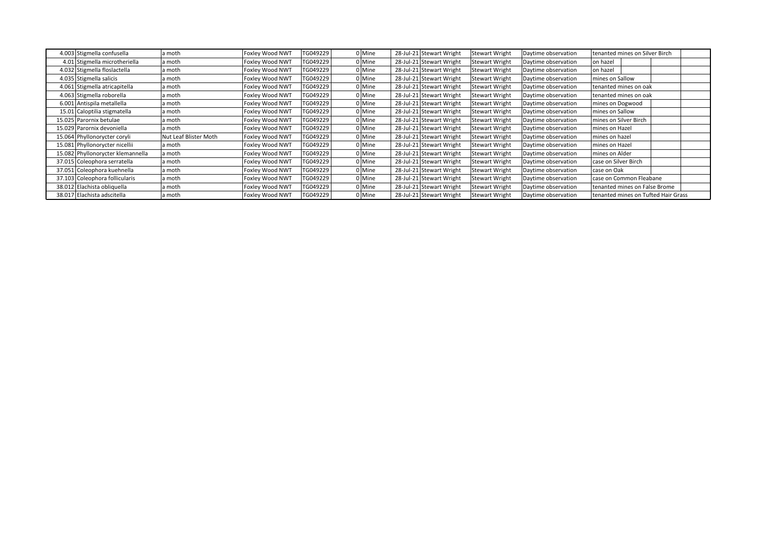| | | | | | | | | | | |
|---|---|---|---|---|---|---|---|---|---|---|
| 4.003 | Stigmella confusella | a moth | Foxley Wood NWT | TG049229 | 0 | Mine | 28-Jul-21 | Stewart Wright | Stewart Wright | Daytime observation | tenanted mines on Silver Birch |
| 4.01 | Stigmella microtheriella | a moth | Foxley Wood NWT | TG049229 | 0 | Mine | 28-Jul-21 | Stewart Wright | Stewart Wright | Daytime observation | on hazel |
| 4.032 | Stigmella floslactella | a moth | Foxley Wood NWT | TG049229 | 0 | Mine | 28-Jul-21 | Stewart Wright | Stewart Wright | Daytime observation | on hazel |
| 4.035 | Stigmella salicis | a moth | Foxley Wood NWT | TG049229 | 0 | Mine | 28-Jul-21 | Stewart Wright | Stewart Wright | Daytime observation | mines on Sallow |
| 4.061 | Stigmella atricapitella | a moth | Foxley Wood NWT | TG049229 | 0 | Mine | 28-Jul-21 | Stewart Wright | Stewart Wright | Daytime observation | tenanted mines on oak |
| 4.063 | Stigmella roborella | a moth | Foxley Wood NWT | TG049229 | 0 | Mine | 28-Jul-21 | Stewart Wright | Stewart Wright | Daytime observation | tenanted mines on oak |
| 6.001 | Antispila metallella | a moth | Foxley Wood NWT | TG049229 | 0 | Mine | 28-Jul-21 | Stewart Wright | Stewart Wright | Daytime observation | mines on Dogwood |
| 15.01 | Caloptilia stigmatella | a moth | Foxley Wood NWT | TG049229 | 0 | Mine | 28-Jul-21 | Stewart Wright | Stewart Wright | Daytime observation | mines on Sallow |
| 15.025 | Parornix betulae | a moth | Foxley Wood NWT | TG049229 | 0 | Mine | 28-Jul-21 | Stewart Wright | Stewart Wright | Daytime observation | mines on Silver Birch |
| 15.029 | Parornix devoniella | a moth | Foxley Wood NWT | TG049229 | 0 | Mine | 28-Jul-21 | Stewart Wright | Stewart Wright | Daytime observation | mines on Hazel |
| 15.064 | Phyllonorycter coryli | Nut Leaf Blister Moth | Foxley Wood NWT | TG049229 | 0 | Mine | 28-Jul-21 | Stewart Wright | Stewart Wright | Daytime observation | mines on hazel |
| 15.081 | Phyllonorycter nicellii | a moth | Foxley Wood NWT | TG049229 | 0 | Mine | 28-Jul-21 | Stewart Wright | Stewart Wright | Daytime observation | mines on Hazel |
| 15.082 | Phyllonorycter klemannella | a moth | Foxley Wood NWT | TG049229 | 0 | Mine | 28-Jul-21 | Stewart Wright | Stewart Wright | Daytime observation | mines on Alder |
| 37.015 | Coleophora serratella | a moth | Foxley Wood NWT | TG049229 | 0 | Mine | 28-Jul-21 | Stewart Wright | Stewart Wright | Daytime observation | case on Silver Birch |
| 37.051 | Coleophora kuehnella | a moth | Foxley Wood NWT | TG049229 | 0 | Mine | 28-Jul-21 | Stewart Wright | Stewart Wright | Daytime observation | case on Oak |
| 37.103 | Coleophora follicularis | a moth | Foxley Wood NWT | TG049229 | 0 | Mine | 28-Jul-21 | Stewart Wright | Stewart Wright | Daytime observation | case on Common Fleabane |
| 38.012 | Elachista obliquella | a moth | Foxley Wood NWT | TG049229 | 0 | Mine | 28-Jul-21 | Stewart Wright | Stewart Wright | Daytime observation | tenanted mines on False Brome |
| 38.017 | Elachista adscitella | a moth | Foxley Wood NWT | TG049229 | 0 | Mine | 28-Jul-21 | Stewart Wright | Stewart Wright | Daytime observation | tenanted mines on Tufted Hair Grass |